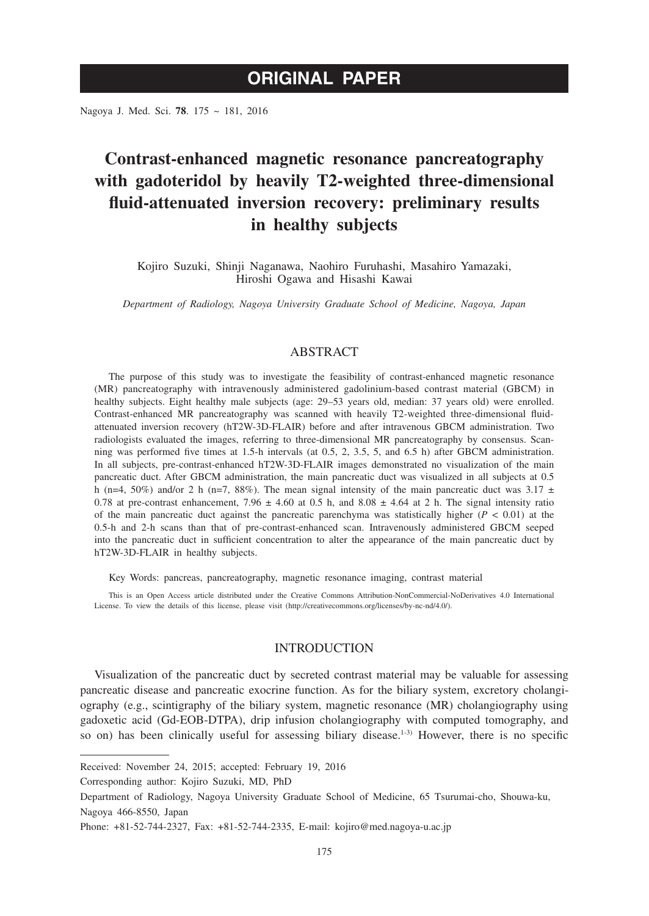**ORIGINAL PAPER**

# Contrast-enhanced magnetic resonance pancreatography with gadoteridol by heavily T2-weighted three-dimensional fluid-attenuated inversion recovery: preliminary results in healthy subjects

Kojiro Suzuki, Shinji Naganawa, Naohiro Furuhashi, Masahiro Yamazaki, Hiroshi Ogawa and Hisashi Kawai

*Department of Radiology, Nagoya University Graduate School of Medicine, Nagoya, Japan*

## ABSTRACT

The purpose of this study was to investigate the feasibility of contrast-enhanced magnetic resonance (MR) pancreatography with intravenously administered gadolinium-based contrast material (GBCM) in healthy subjects. Eight healthy male subjects (age: 29–53 years old, median: 37 years old) were enrolled. Contrast-enhanced MR pancreatography was scanned with heavily T2-weighted three-dimensional fluid-attenuated inversion recovery (hT2W-3D-FLAIR) before and after intravenous GBCM administration. Two radiologists evaluated the images, referring to three-dimensional MR pancreatography by consensus. Scanning was performed five times at 1.5-h intervals (at 0.5, 2, 3.5, 5, and 6.5 h) after GBCM administration. In all subjects, pre-contrast-enhanced hT2W-3D-FLAIR images demonstrated no visualization of the main pancreatic duct. After GBCM administration, the main pancreatic duct was visualized in all subjects at 0.5 h (n=4, 50%) and/or 2 h (n=7, 88%). The mean signal intensity of the main pancreatic duct was 3.17 ± 0.78 at pre-contrast enhancement, 7.96 ± 4.60 at 0.5 h, and 8.08 ± 4.64 at 2 h. The signal intensity ratio of the main pancreatic duct against the pancreatic parenchyma was statistically higher ($P < 0.01$) at the 0.5-h and 2-h scans than that of pre-contrast-enhanced scan. Intravenously administered GBCM seeped into the pancreatic duct in sufficient concentration to alter the appearance of the main pancreatic duct by hT2W-3D-FLAIR in healthy subjects.

Key Words: pancreas, pancreatography, magnetic resonance imaging, contrast material

This is an Open Access article distributed under the Creative Commons Attribution-NonCommercial-NoDerivatives 4.0 International License. To view the details of this license, please visit (http://creativecommons.org/licenses/by-nc-nd/4.0/).

## INTRODUCTION

Visualization of the pancreatic duct by secreted contrast material may be valuable for assessing pancreatic disease and pancreatic exocrine function. As for the biliary system, excretory cholangiography (e.g., scintigraphy of the biliary system, magnetic resonance (MR) cholangiography using gadoxetic acid (Gd-EOB-DTPA), drip infusion cholangiography with computed tomography, and so on) has been clinically useful for assessing biliary disease.[1-3] However, there is no specific

Received: November 24, 2015; accepted: February 19, 2016

Corresponding author: Kojiro Suzuki, MD, PhD

Department of Radiology, Nagoya University Graduate School of Medicine, 65 Tsurumai-cho, Shouwa-ku, Nagoya 466-8550, Japan

Phone: +81-52-744-2327, Fax: +81-52-744-2335, E-mail: kojiro@med.nagoya-u.ac.jp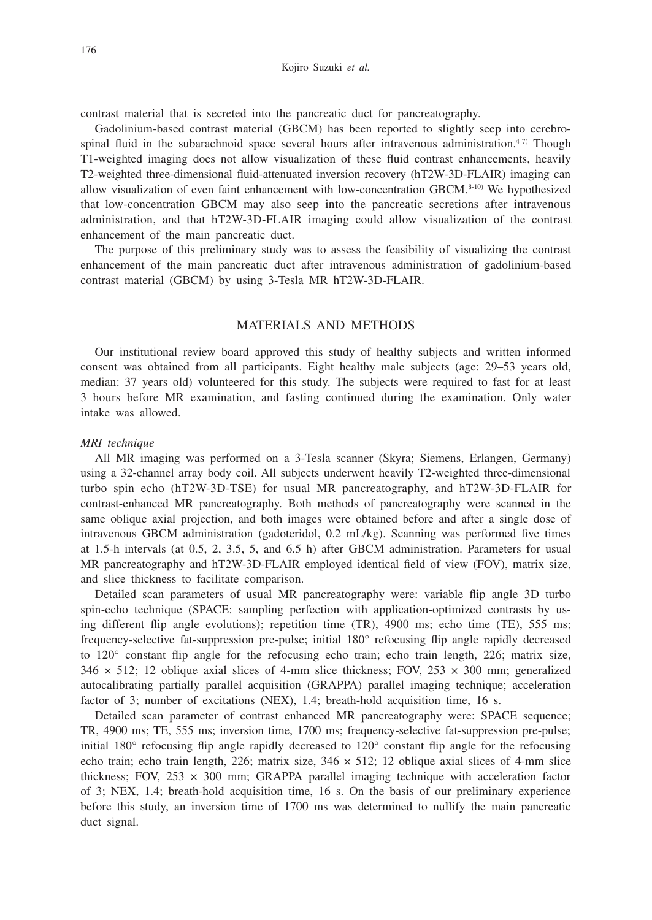contrast material that is secreted into the pancreatic duct for pancreatography.

Gadolinium-based contrast material (GBCM) has been reported to slightly seep into cerebrospinal fluid in the subarachnoid space several hours after intravenous administration.[4-7] Though T1-weighted imaging does not allow visualization of these fluid contrast enhancements, heavily T2-weighted three-dimensional fluid-attenuated inversion recovery (hT2W-3D-FLAIR) imaging can allow visualization of even faint enhancement with low-concentration GBCM.[8-10] We hypothesized that low-concentration GBCM may also seep into the pancreatic secretions after intravenous administration, and that hT2W-3D-FLAIR imaging could allow visualization of the contrast enhancement of the main pancreatic duct.

The purpose of this preliminary study was to assess the feasibility of visualizing the contrast enhancement of the main pancreatic duct after intravenous administration of gadolinium-based contrast material (GBCM) by using 3-Tesla MR hT2W-3D-FLAIR.

## MATERIALS AND METHODS

Our institutional review board approved this study of healthy subjects and written informed consent was obtained from all participants. Eight healthy male subjects (age: 29–53 years old, median: 37 years old) volunteered for this study. The subjects were required to fast for at least 3 hours before MR examination, and fasting continued during the examination. Only water intake was allowed.

### *MRI technique*

All MR imaging was performed on a 3-Tesla scanner (Skyra; Siemens, Erlangen, Germany) using a 32-channel array body coil. All subjects underwent heavily T2-weighted three-dimensional turbo spin echo (hT2W-3D-TSE) for usual MR pancreatography, and hT2W-3D-FLAIR for contrast-enhanced MR pancreatography. Both methods of pancreatography were scanned in the same oblique axial projection, and both images were obtained before and after a single dose of intravenous GBCM administration (gadoteridol, 0.2 mL/kg). Scanning was performed five times at 1.5-h intervals (at 0.5, 2, 3.5, 5, and 6.5 h) after GBCM administration. Parameters for usual MR pancreatography and hT2W-3D-FLAIR employed identical field of view (FOV), matrix size, and slice thickness to facilitate comparison.

Detailed scan parameters of usual MR pancreatography were: variable flip angle 3D turbo spin-echo technique (SPACE: sampling perfection with application-optimized contrasts by using different flip angle evolutions); repetition time (TR), 4900 ms; echo time (TE), 555 ms; frequency-selective fat-suppression pre-pulse; initial 180° refocusing flip angle rapidly decreased to 120° constant flip angle for the refocusing echo train; echo train length, 226; matrix size, 346 × 512; 12 oblique axial slices of 4-mm slice thickness; FOV, 253 × 300 mm; generalized autocalibrating partially parallel acquisition (GRAPPA) parallel imaging technique; acceleration factor of 3; number of excitations (NEX), 1.4; breath-hold acquisition time, 16 s.

Detailed scan parameter of contrast enhanced MR pancreatography were: SPACE sequence; TR, 4900 ms; TE, 555 ms; inversion time, 1700 ms; frequency-selective fat-suppression pre-pulse; initial 180° refocusing flip angle rapidly decreased to 120° constant flip angle for the refocusing echo train; echo train length, 226; matrix size, 346 × 512; 12 oblique axial slices of 4-mm slice thickness; FOV, 253 × 300 mm; GRAPPA parallel imaging technique with acceleration factor of 3; NEX, 1.4; breath-hold acquisition time, 16 s. On the basis of our preliminary experience before this study, an inversion time of 1700 ms was determined to nullify the main pancreatic duct signal.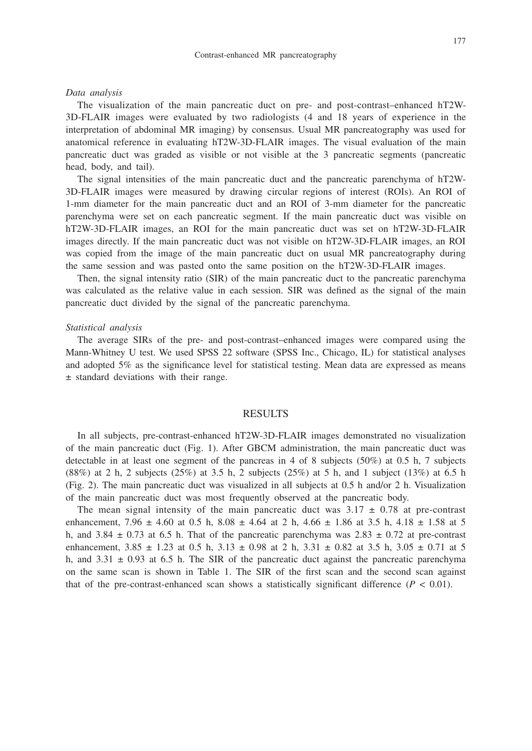*Data analysis*

The visualization of the main pancreatic duct on pre- and post-contrast–enhanced hT2W-3D-FLAIR images were evaluated by two radiologists (4 and 18 years of experience in the interpretation of abdominal MR imaging) by consensus. Usual MR pancreatography was used for anatomical reference in evaluating hT2W-3D-FLAIR images. The visual evaluation of the main pancreatic duct was graded as visible or not visible at the 3 pancreatic segments (pancreatic head, body, and tail).

The signal intensities of the main pancreatic duct and the pancreatic parenchyma of hT2W-3D-FLAIR images were measured by drawing circular regions of interest (ROIs). An ROI of 1-mm diameter for the main pancreatic duct and an ROI of 3-mm diameter for the pancreatic parenchyma were set on each pancreatic segment. If the main pancreatic duct was visible on hT2W-3D-FLAIR images, an ROI for the main pancreatic duct was set on hT2W-3D-FLAIR images directly. If the main pancreatic duct was not visible on hT2W-3D-FLAIR images, an ROI was copied from the image of the main pancreatic duct on usual MR pancreatography during the same session and was pasted onto the same position on the hT2W-3D-FLAIR images.

Then, the signal intensity ratio (SIR) of the main pancreatic duct to the pancreatic parenchyma was calculated as the relative value in each session. SIR was defined as the signal of the main pancreatic duct divided by the signal of the pancreatic parenchyma.

*Statistical analysis*

The average SIRs of the pre- and post-contrast–enhanced images were compared using the Mann-Whitney U test. We used SPSS 22 software (SPSS Inc., Chicago, IL) for statistical analyses and adopted 5% as the significance level for statistical testing. Mean data are expressed as means ± standard deviations with their range.

## RESULTS

In all subjects, pre-contrast-enhanced hT2W-3D-FLAIR images demonstrated no visualization of the main pancreatic duct (Fig. 1). After GBCM administration, the main pancreatic duct was detectable in at least one segment of the pancreas in 4 of 8 subjects (50%) at 0.5 h, 7 subjects (88%) at 2 h, 2 subjects (25%) at 3.5 h, 2 subjects (25%) at 5 h, and 1 subject (13%) at 6.5 h (Fig. 2). The main pancreatic duct was visualized in all subjects at 0.5 h and/or 2 h. Visualization of the main pancreatic duct was most frequently observed at the pancreatic body.

The mean signal intensity of the main pancreatic duct was 3.17 ± 0.78 at pre-contrast enhancement, 7.96 ± 4.60 at 0.5 h, 8.08 ± 4.64 at 2 h, 4.66 ± 1.86 at 3.5 h, 4.18 ± 1.58 at 5 h, and 3.84 ± 0.73 at 6.5 h. That of the pancreatic parenchyma was 2.83 ± 0.72 at pre-contrast enhancement, 3.85 ± 1.23 at 0.5 h, 3.13 ± 0.98 at 2 h, 3.31 ± 0.82 at 3.5 h, 3.05 ± 0.71 at 5 h, and 3.31 ± 0.93 at 6.5 h. The SIR of the pancreatic duct against the pancreatic parenchyma on the same scan is shown in Table 1. The SIR of the first scan and the second scan against that of the pre-contrast-enhanced scan shows a statistically significant difference ($P < 0.01$).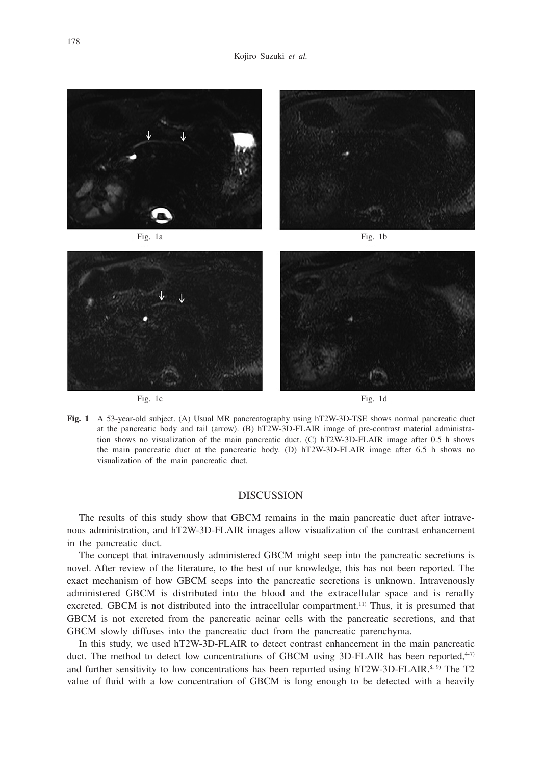Fig. 1a

Fig. 1b

Fig. 1c

Fig. 1d

**Fig. 1** A 53-year-old subject. (A) Usual MR pancreatography using hT2W-3D-TSE shows normal pancreatic duct at the pancreatic body and tail (arrow). (B) hT2W-3D-FLAIR image of pre-contrast material administration shows no visualization of the main pancreatic duct. (C) hT2W-3D-FLAIR image after 0.5 h shows the main pancreatic duct at the pancreatic body. (D) hT2W-3D-FLAIR image after 6.5 h shows no visualization of the main pancreatic duct.

## DISCUSSION

The results of this study show that GBCM remains in the main pancreatic duct after intravenous administration, and hT2W-3D-FLAIR images allow visualization of the contrast enhancement in the pancreatic duct.

The concept that intravenously administered GBCM might seep into the pancreatic secretions is novel. After review of the literature, to the best of our knowledge, this has not been reported. The exact mechanism of how GBCM seeps into the pancreatic secretions is unknown. Intravenously administered GBCM is distributed into the blood and the extracellular space and is renally excreted. GBCM is not distributed into the intracellular compartment.[11] Thus, it is presumed that GBCM is not excreted from the pancreatic acinar cells with the pancreatic secretions, and that GBCM slowly diffuses into the pancreatic duct from the pancreatic parenchyma.

In this study, we used hT2W-3D-FLAIR to detect contrast enhancement in the main pancreatic duct. The method to detect low concentrations of GBCM using 3D-FLAIR has been reported,[4-7] and further sensitivity to low concentrations has been reported using hT2W-3D-FLAIR.[8, 9] The T2 value of fluid with a low concentration of GBCM is long enough to be detected with a heavily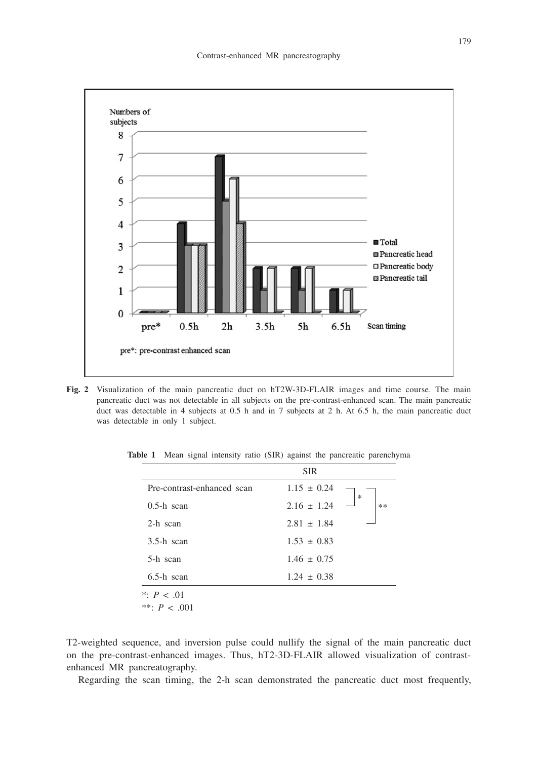**Fig. 2** Visualization of the main pancreatic duct on hT2W-3D-FLAIR images and time course. The main pancreatic duct was not detectable in all subjects on the pre-contrast-enhanced scan. The main pancreatic duct was detectable in 4 subjects at 0.5 h and in 7 subjects at 2 h. At 6.5 h, the main pancreatic duct was detectable in only 1 subject.

**Table 1** Mean signal intensity ratio (SIR) against the pancreatic parenchyma

| | SIR |
|---|---|
| Pre-contrast-enhanced scan | 1.15 ± 0.24 |
| 0.5-h scan | 2.16 ± 1.24 |
| 2-h scan | 2.81 ± 1.84 |
| 3.5-h scan | 1.53 ± 0.83 |
| 5-h scan | 1.46 ± 0.75 |
| 6.5-h scan | 1.24 ± 0.38 |

*: $P < .01$ (Pre-contrast-enhanced scan vs. 0.5-h scan)
**: $P < .001$ (Pre-contrast-enhanced scan vs. 2-h scan)

T2-weighted sequence, and inversion pulse could nullify the signal of the main pancreatic duct on the pre-contrast-enhanced images. Thus, hT2-3D-FLAIR allowed visualization of contrast-enhanced MR pancreatography.

Regarding the scan timing, the 2-h scan demonstrated the pancreatic duct most frequently,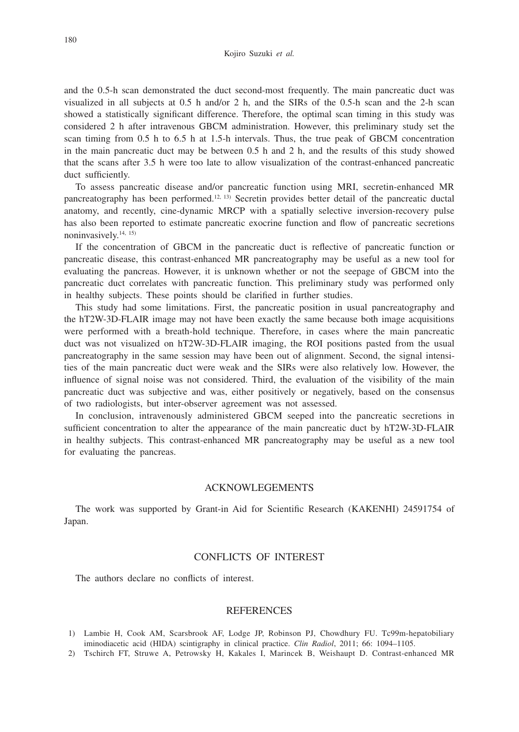and the 0.5-h scan demonstrated the duct second-most frequently. The main pancreatic duct was visualized in all subjects at 0.5 h and/or 2 h, and the SIRs of the 0.5-h scan and the 2-h scan showed a statistically significant difference. Therefore, the optimal scan timing in this study was considered 2 h after intravenous GBCM administration. However, this preliminary study set the scan timing from 0.5 h to 6.5 h at 1.5-h intervals. Thus, the true peak of GBCM concentration in the main pancreatic duct may be between 0.5 h and 2 h, and the results of this study showed that the scans after 3.5 h were too late to allow visualization of the contrast-enhanced pancreatic duct sufficiently.

To assess pancreatic disease and/or pancreatic function using MRI, secretin-enhanced MR pancreatography has been performed.[12, 13] Secretin provides better detail of the pancreatic ductal anatomy, and recently, cine-dynamic MRCP with a spatially selective inversion-recovery pulse has also been reported to estimate pancreatic exocrine function and flow of pancreatic secretions noninvasively.[14, 15]

If the concentration of GBCM in the pancreatic duct is reflective of pancreatic function or pancreatic disease, this contrast-enhanced MR pancreatography may be useful as a new tool for evaluating the pancreas. However, it is unknown whether or not the seepage of GBCM into the pancreatic duct correlates with pancreatic function. This preliminary study was performed only in healthy subjects. These points should be clarified in further studies.

This study had some limitations. First, the pancreatic position in usual pancreatography and the hT2W-3D-FLAIR image may not have been exactly the same because both image acquisitions were performed with a breath-hold technique. Therefore, in cases where the main pancreatic duct was not visualized on hT2W-3D-FLAIR imaging, the ROI positions pasted from the usual pancreatography in the same session may have been out of alignment. Second, the signal intensities of the main pancreatic duct were weak and the SIRs were also relatively low. However, the influence of signal noise was not considered. Third, the evaluation of the visibility of the main pancreatic duct was subjective and was, either positively or negatively, based on the consensus of two radiologists, but inter-observer agreement was not assessed.

In conclusion, intravenously administered GBCM seeped into the pancreatic secretions in sufficient concentration to alter the appearance of the main pancreatic duct by hT2W-3D-FLAIR in healthy subjects. This contrast-enhanced MR pancreatography may be useful as a new tool for evaluating the pancreas.

## ACKNOWLEGEMENTS

The work was supported by Grant-in Aid for Scientific Research (KAKENHI) 24591754 of Japan.

## CONFLICTS OF INTEREST

The authors declare no conflicts of interest.

## REFERENCES

1) Lambie H, Cook AM, Scarsbrook AF, Lodge JP, Robinson PJ, Chowdhury FU. Tc99m-hepatobiliary iminodiacetic acid (HIDA) scintigraphy in clinical practice. *Clin Radiol*, 2011; 66: 1094–1105.
2) Tschirch FT, Struwe A, Petrowsky H, Kakales I, Marincek B, Weishaupt D. Contrast-enhanced MR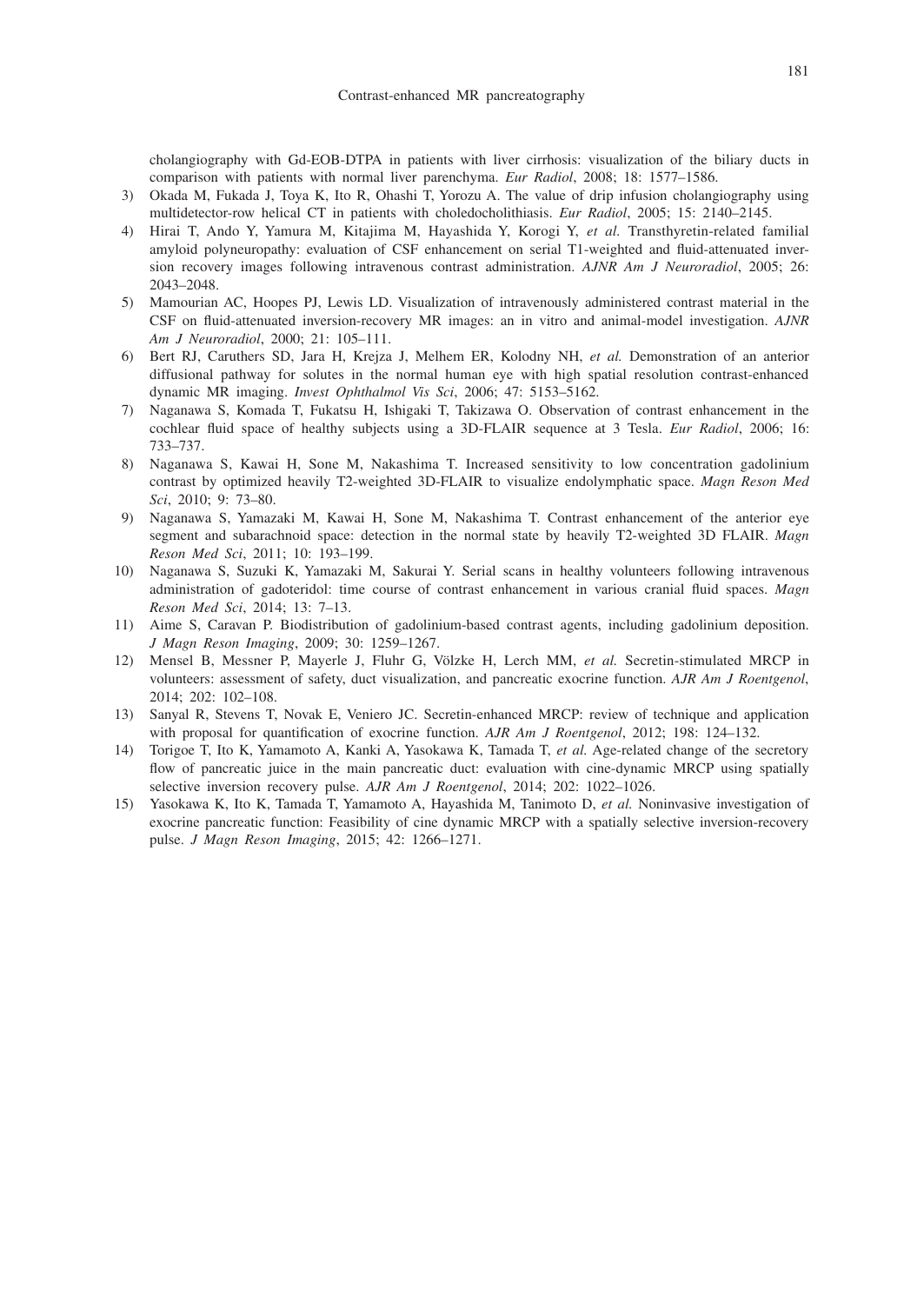cholangiography with Gd-EOB-DTPA in patients with liver cirrhosis: visualization of the biliary ducts in comparison with patients with normal liver parenchyma. *Eur Radiol*, 2008; 18: 1577–1586.

3) Okada M, Fukada J, Toya K, Ito R, Ohashi T, Yorozu A. The value of drip infusion cholangiography using multidetector-row helical CT in patients with choledocholithiasis. *Eur Radiol*, 2005; 15: 2140–2145.
4) Hirai T, Ando Y, Yamura M, Kitajima M, Hayashida Y, Korogi Y, *et al.* Transthyretin-related familial amyloid polyneuropathy: evaluation of CSF enhancement on serial T1-weighted and fluid-attenuated inversion recovery images following intravenous contrast administration. *AJNR Am J Neuroradiol*, 2005; 26: 2043–2048.
5) Mamourian AC, Hoopes PJ, Lewis LD. Visualization of intravenously administered contrast material in the CSF on fluid-attenuated inversion-recovery MR images: an in vitro and animal-model investigation. *AJNR Am J Neuroradiol*, 2000; 21: 105–111.
6) Bert RJ, Caruthers SD, Jara H, Krejza J, Melhem ER, Kolodny NH, *et al.* Demonstration of an anterior diffusional pathway for solutes in the normal human eye with high spatial resolution contrast-enhanced dynamic MR imaging. *Invest Ophthalmol Vis Sci*, 2006; 47: 5153–5162.
7) Naganawa S, Komada T, Fukatsu H, Ishigaki T, Takizawa O. Observation of contrast enhancement in the cochlear fluid space of healthy subjects using a 3D-FLAIR sequence at 3 Tesla. *Eur Radiol*, 2006; 16: 733–737.
8) Naganawa S, Kawai H, Sone M, Nakashima T. Increased sensitivity to low concentration gadolinium contrast by optimized heavily T2-weighted 3D-FLAIR to visualize endolymphatic space. *Magn Reson Med Sci*, 2010; 9: 73–80.
9) Naganawa S, Yamazaki M, Kawai H, Sone M, Nakashima T. Contrast enhancement of the anterior eye segment and subarachnoid space: detection in the normal state by heavily T2-weighted 3D FLAIR. *Magn Reson Med Sci*, 2011; 10: 193–199.
10) Naganawa S, Suzuki K, Yamazaki M, Sakurai Y. Serial scans in healthy volunteers following intravenous administration of gadoteridol: time course of contrast enhancement in various cranial fluid spaces. *Magn Reson Med Sci*, 2014; 13: 7–13.
11) Aime S, Caravan P. Biodistribution of gadolinium-based contrast agents, including gadolinium deposition. *J Magn Reson Imaging*, 2009; 30: 1259–1267.
12) Mensel B, Messner P, Mayerle J, Fluhr G, Völzke H, Lerch MM, *et al.* Secretin-stimulated MRCP in volunteers: assessment of safety, duct visualization, and pancreatic exocrine function. *AJR Am J Roentgenol*, 2014; 202: 102–108.
13) Sanyal R, Stevens T, Novak E, Veniero JC. Secretin-enhanced MRCP: review of technique and application with proposal for quantification of exocrine function. *AJR Am J Roentgenol*, 2012; 198: 124–132.
14) Torigoe T, Ito K, Yamamoto A, Kanki A, Yasokawa K, Tamada T, *et al.* Age-related change of the secretory flow of pancreatic juice in the main pancreatic duct: evaluation with cine-dynamic MRCP using spatially selective inversion recovery pulse. *AJR Am J Roentgenol*, 2014; 202: 1022–1026.
15) Yasokawa K, Ito K, Tamada T, Yamamoto A, Hayashida M, Tanimoto D, *et al.* Noninvasive investigation of exocrine pancreatic function: Feasibility of cine dynamic MRCP with a spatially selective inversion-recovery pulse. *J Magn Reson Imaging*, 2015; 42: 1266–1271.